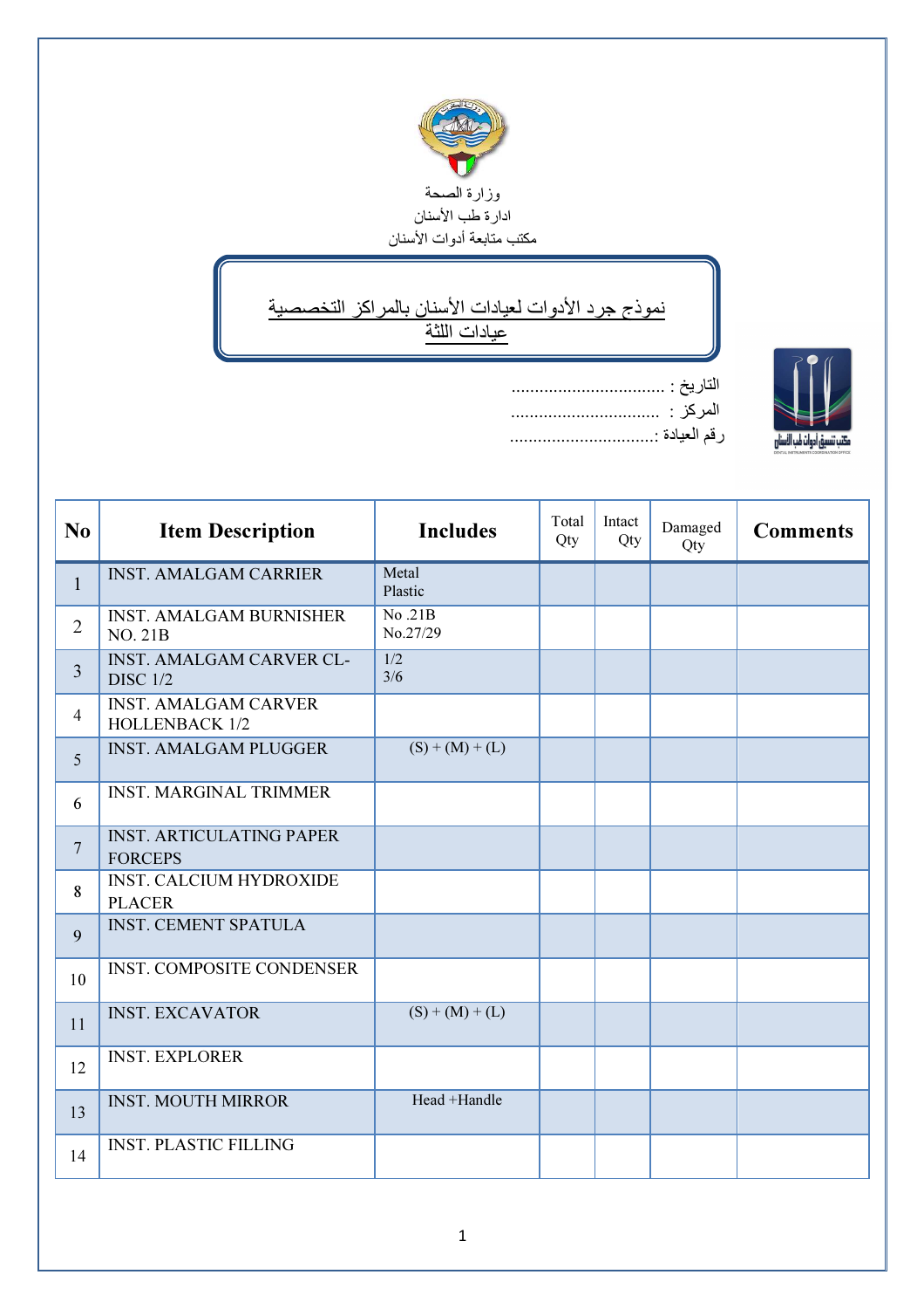وزارة الصحة
ادارة طب الأسنان
مكتب متابعة أدوات الأسنان

## نموذج جرد الأدوات لعيادات الأسنان بالمراكز التخصصية
## عيادات اللثة

التاريخ : ...............................
المركز : ...............................
رقم العيادة :...............................

| No | Item Description | Includes | Total Qty | Intact Qty | Damaged Qty | Comments |
|---|---|---|---|---|---|---|
| 1 | INST. AMALGAM CARRIER | Metal<br>Plastic | | | | |
| 2 | INST. AMALGAM BURNISHER NO. 21B | No .21B<br>No.27/29 | | | | |
| 3 | INST. AMALGAM CARVER CL-DISC 1/2 | 1/2<br>3/6 | | | | |
| 4 | INST. AMALGAM CARVER HOLLENBACK 1/2 | | | | | |
| 5 | INST. AMALGAM PLUGGER | (S) + (M) + (L) | | | | |
| 6 | INST. MARGINAL TRIMMER | | | | | |
| 7 | INST. ARTICULATING PAPER FORCEPS | | | | | |
| 8 | INST. CALCIUM HYDROXIDE PLACER | | | | | |
| 9 | INST. CEMENT SPATULA | | | | | |
| 10 | INST. COMPOSITE CONDENSER | | | | | |
| 11 | INST. EXCAVATOR | (S) + (M) + (L) | | | | |
| 12 | INST. EXPLORER | | | | | |
| 13 | INST. MOUTH MIRROR | Head +Handle | | | | |
| 14 | INST. PLASTIC FILLING | | | | | |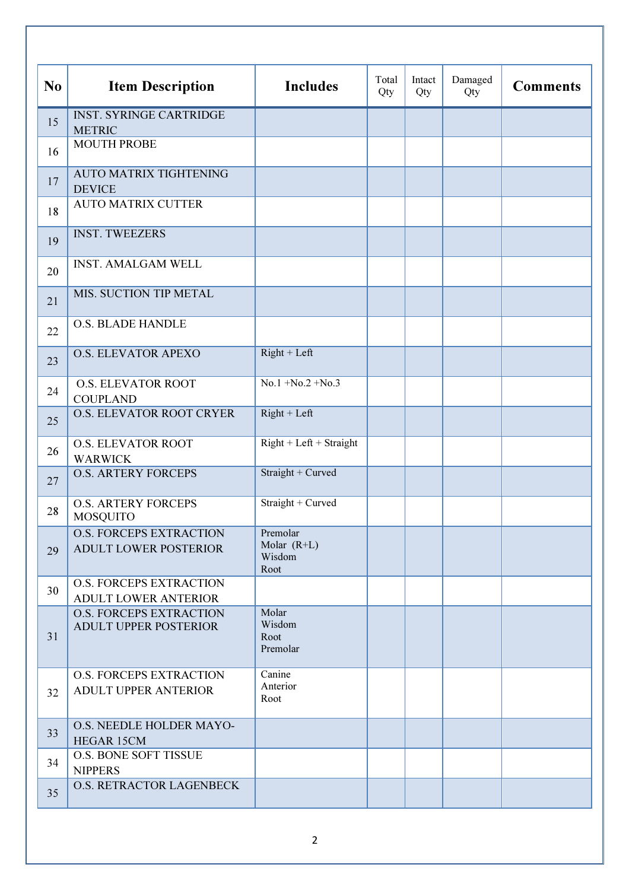| No | Item Description | Includes | Total Qty | Intact Qty | Damaged Qty | Comments |
|---|---|---|---|---|---|---|
| 15 | INST. SYRINGE CARTRIDGE METRIC | | | | | |
| 16 | MOUTH PROBE | | | | | |
| 17 | AUTO MATRIX TIGHTENING DEVICE | | | | | |
| 18 | AUTO MATRIX CUTTER | | | | | |
| 19 | INST. TWEEZERS | | | | | |
| 20 | INST. AMALGAM WELL | | | | | |
| 21 | MIS. SUCTION TIP METAL | | | | | |
| 22 | O.S. BLADE HANDLE | | | | | |
| 23 | O.S. ELEVATOR APEXO | Right + Left | | | | |
| 24 | O.S. ELEVATOR ROOT COUPLAND | No.1 +No.2 +No.3 | | | | |
| 25 | O.S. ELEVATOR ROOT CRYER | Right + Left | | | | |
| 26 | O.S. ELEVATOR ROOT WARWICK | Right + Left + Straight | | | | |
| 27 | O.S. ARTERY FORCEPS | Straight + Curved | | | | |
| 28 | O.S. ARTERY FORCEPS MOSQUITO | Straight + Curved | | | | |
| 29 | O.S. FORCEPS EXTRACTION ADULT LOWER POSTERIOR | Premolar<br>Molar (R+L)<br>Wisdom<br>Root | | | | |
| 30 | O.S. FORCEPS EXTRACTION ADULT LOWER ANTERIOR | | | | | |
| 31 | O.S. FORCEPS EXTRACTION ADULT UPPER POSTERIOR | Molar<br>Wisdom<br>Root<br>Premolar | | | | |
| 32 | O.S. FORCEPS EXTRACTION ADULT UPPER ANTERIOR | Canine<br>Anterior<br>Root | | | | |
| 33 | O.S. NEEDLE HOLDER MAYO-HEGAR 15CM | | | | | |
| 34 | O.S. BONE SOFT TISSUE NIPPERS | | | | | |
| 35 | O.S. RETRACTOR LAGENBECK | | | | | |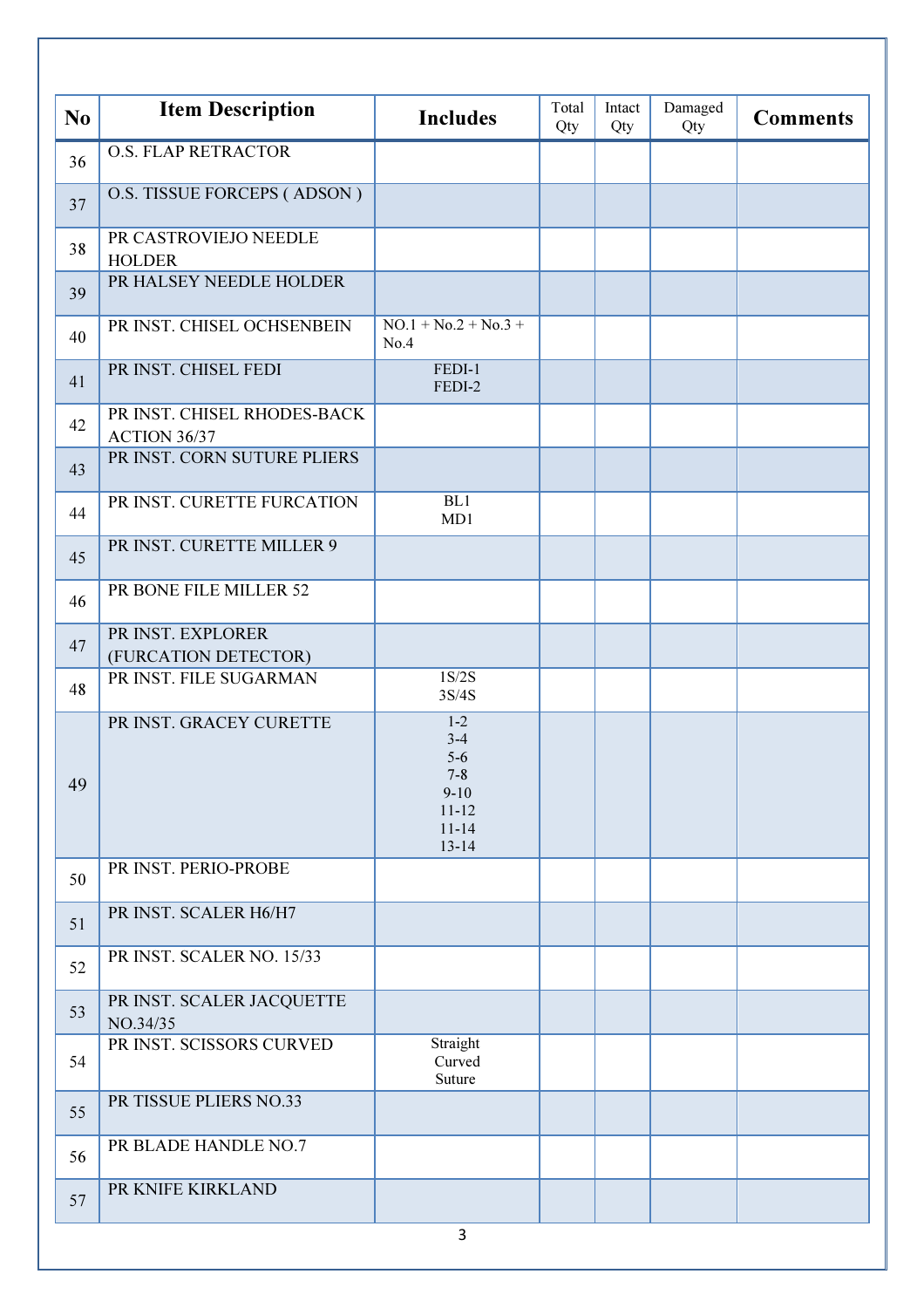| No | Item Description | Includes | Total Qty | Intact Qty | Damaged Qty | Comments |
|---|---|---|---|---|---|---|
| 36 | O.S. FLAP RETRACTOR | | | | | |
| 37 | O.S. TISSUE FORCEPS ( ADSON ) | | | | | |
| 38 | PR CASTROVIEJO NEEDLE HOLDER | | | | | |
| 39 | PR HALSEY NEEDLE HOLDER | | | | | |
| 40 | PR INST. CHISEL OCHSENBEIN | NO.1 + No.2 + No.3 + No.4 | | | | |
| 41 | PR INST. CHISEL FEDI | FEDI-1<br>FEDI-2 | | | | |
| 42 | PR INST. CHISEL RHODES-BACK ACTION 36/37 | | | | | |
| 43 | PR INST. CORN SUTURE PLIERS | | | | | |
| 44 | PR INST. CURETTE FURCATION | BL1<br>MD1 | | | | |
| 45 | PR INST. CURETTE MILLER 9 | | | | | |
| 46 | PR BONE FILE MILLER 52 | | | | | |
| 47 | PR INST. EXPLORER (FURCATION DETECTOR) | | | | | |
| 48 | PR INST. FILE SUGARMAN | 1S/2S<br>3S/4S | | | | |
| 49 | PR INST. GRACEY CURETTE | 1-2<br>3-4<br>5-6<br>7-8<br>9-10<br>11-12<br>11-14<br>13-14 | | | | |
| 50 | PR INST. PERIO-PROBE | | | | | |
| 51 | PR INST. SCALER H6/H7 | | | | | |
| 52 | PR INST. SCALER NO. 15/33 | | | | | |
| 53 | PR INST. SCALER JACQUETTE NO.34/35 | | | | | |
| 54 | PR INST. SCISSORS CURVED | Straight<br>Curved<br>Suture | | | | |
| 55 | PR TISSUE PLIERS NO.33 | | | | | |
| 56 | PR BLADE HANDLE NO.7 | | | | | |
| 57 | PR KNIFE KIRKLAND | | | | | |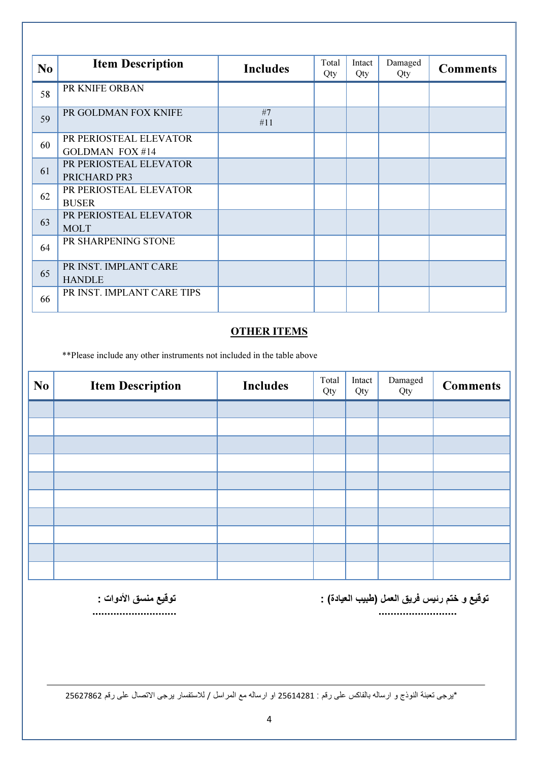| No | Item Description | Includes | Total Qty | Intact Qty | Damaged Qty | Comments |
|---|---|---|---|---|---|---|
| 58 | PR KNIFE ORBAN | | | | | |
| 59 | PR GOLDMAN FOX KNIFE | #7 #11 | | | | |
| 60 | PR PERIOSTEAL ELEVATOR GOLDMAN FOX #14 | | | | | |
| 61 | PR PERIOSTEAL ELEVATOR PRICHARD PR3 | | | | | |
| 62 | PR PERIOSTEAL ELEVATOR BUSER | | | | | |
| 63 | PR PERIOSTEAL ELEVATOR MOLT | | | | | |
| 64 | PR SHARPENING STONE | | | | | |
| 65 | PR INST. IMPLANT CARE HANDLE | | | | | |
| 66 | PR INST. IMPLANT CARE TIPS | | | | | |

## OTHER ITEMS

**Please include any other instruments not included in the table above

| No | Item Description | Includes | Total Qty | Intact Qty | Damaged Qty | Comments |
|---|---|---|---|---|---|---|
| | | | | | | |
| | | | | | | |
| | | | | | | |
| | | | | | | |
| | | | | | | |
| | | | | | | |
| | | | | | | |
| | | | | | | |
| | | | | | | |
| | | | | | | |

**توقيع و ختم رئيس فريق العمل (طبيب العيادة) :** ..........................

**توقيع منسق الأدوات :** ............................

*يرجى تعبئة النوذج و ارساله بالفاكس على رقم : 25614281 او ارساله مع المراسل / للاستفسار يرجى الاتصال على رقم 25627862